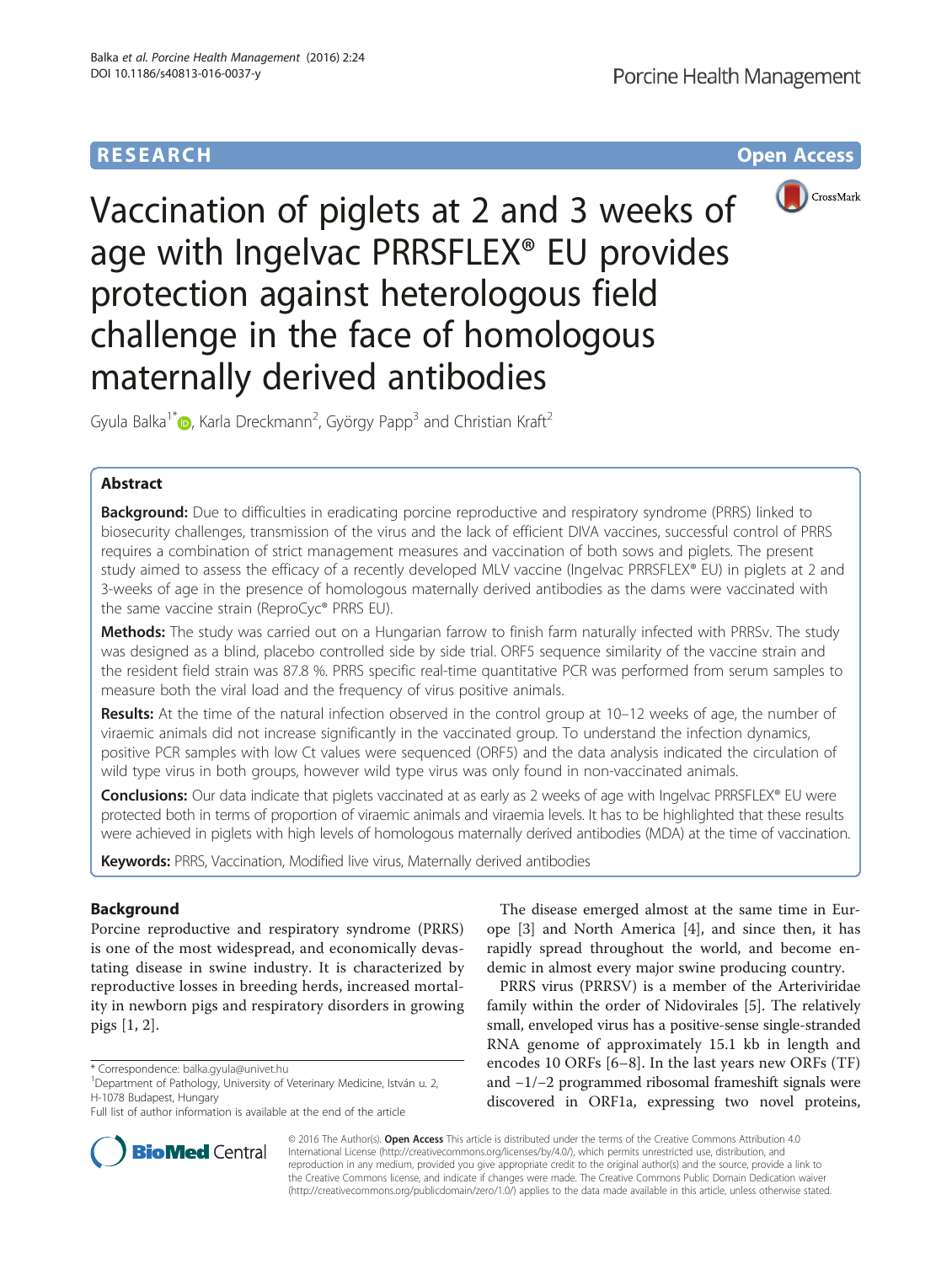RESEARCH Open Access

# Vaccination of piglets at 2 and 3 weeks of age with Ingelvac PRRSFLEX® EU provides protection against heterologous field challenge in the face of homologous maternally derived antibodies

Gyula Balka[1*], Karla Dreckmann[2], György Papp[3] and Christian Kraft[2]

## Abstract

**Background:** Due to difficulties in eradicating porcine reproductive and respiratory syndrome (PRRS) linked to biosecurity challenges, transmission of the virus and the lack of efficient DIVA vaccines, successful control of PRRS requires a combination of strict management measures and vaccination of both sows and piglets. The present study aimed to assess the efficacy of a recently developed MLV vaccine (Ingelvac PRRSFLEX® EU) in piglets at 2 and 3-weeks of age in the presence of homologous maternally derived antibodies as the dams were vaccinated with the same vaccine strain (ReproCyc® PRRS EU).

**Methods:** The study was carried out on a Hungarian farrow to finish farm naturally infected with PRRSv. The study was designed as a blind, placebo controlled side by side trial. ORF5 sequence similarity of the vaccine strain and the resident field strain was 87.8 %. PRRS specific real-time quantitative PCR was performed from serum samples to measure both the viral load and the frequency of virus positive animals.

**Results:** At the time of the natural infection observed in the control group at 10–12 weeks of age, the number of viraemic animals did not increase significantly in the vaccinated group. To understand the infection dynamics, positive PCR samples with low Ct values were sequenced (ORF5) and the data analysis indicated the circulation of wild type virus in both groups, however wild type virus was only found in non-vaccinated animals.

**Conclusions:** Our data indicate that piglets vaccinated at as early as 2 weeks of age with Ingelvac PRRSFLEX® EU were protected both in terms of proportion of viraemic animals and viraemia levels. It has to be highlighted that these results were achieved in piglets with high levels of homologous maternally derived antibodies (MDA) at the time of vaccination.

**Keywords:** PRRS, Vaccination, Modified live virus, Maternally derived antibodies

## Background

Porcine reproductive and respiratory syndrome (PRRS) is one of the most widespread, and economically devastating disease in swine industry. It is characterized by reproductive losses in breeding herds, increased mortality in newborn pigs and respiratory disorders in growing pigs [1, 2].

The disease emerged almost at the same time in Europe [3] and North America [4], and since then, it has rapidly spread throughout the world, and become endemic in almost every major swine producing country.

PRRS virus (PRRSV) is a member of the Arteriviridae family within the order of Nidovirales [5]. The relatively small, enveloped virus has a positive-sense single-stranded RNA genome of approximately 15.1 kb in length and encodes 10 ORFs [6–8]. In the last years new ORFs (TF) and −1/−2 programmed ribosomal frameshift signals were discovered in ORF1a, expressing two novel proteins,

* Correspondence: balka.gyula@univet.hu
[1]Department of Pathology, University of Veterinary Medicine, István u. 2, H-1078 Budapest, Hungary
Full list of author information is available at the end of the article

© 2016 The Author(s). **Open Access** This article is distributed under the terms of the Creative Commons Attribution 4.0 International License (http://creativecommons.org/licenses/by/4.0/), which permits unrestricted use, distribution, and reproduction in any medium, provided you give appropriate credit to the original author(s) and the source, provide a link to the Creative Commons license, and indicate if changes were made. The Creative Commons Public Domain Dedication waiver (http://creativecommons.org/publicdomain/zero/1.0/) applies to the data made available in this article, unless otherwise stated.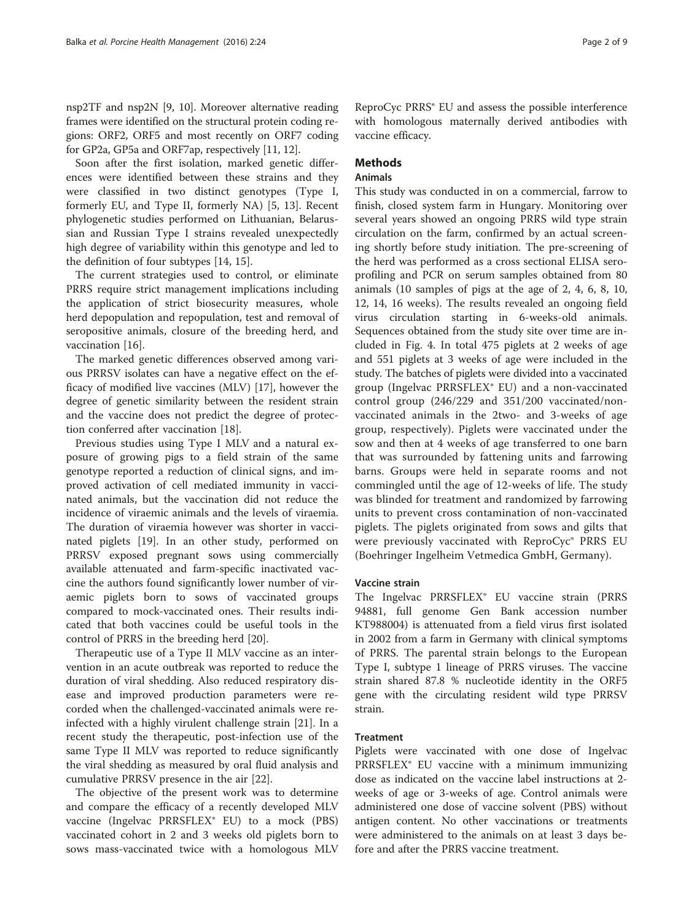nsp2TF and nsp2N [9, 10]. Moreover alternative reading frames were identified on the structural protein coding regions: ORF2, ORF5 and most recently on ORF7 coding for GP2a, GP5a and ORF7ap, respectively [11, 12].

Soon after the first isolation, marked genetic differences were identified between these strains and they were classified in two distinct genotypes (Type I, formerly EU, and Type II, formerly NA) [5, 13]. Recent phylogenetic studies performed on Lithuanian, Belarussian and Russian Type I strains revealed unexpectedly high degree of variability within this genotype and led to the definition of four subtypes [14, 15].

The current strategies used to control, or eliminate PRRS require strict management implications including the application of strict biosecurity measures, whole herd depopulation and repopulation, test and removal of seropositive animals, closure of the breeding herd, and vaccination [16].

The marked genetic differences observed among various PRRSV isolates can have a negative effect on the efficacy of modified live vaccines (MLV) [17], however the degree of genetic similarity between the resident strain and the vaccine does not predict the degree of protection conferred after vaccination [18].

Previous studies using Type I MLV and a natural exposure of growing pigs to a field strain of the same genotype reported a reduction of clinical signs, and improved activation of cell mediated immunity in vaccinated animals, but the vaccination did not reduce the incidence of viraemic animals and the levels of viraemia. The duration of viraemia however was shorter in vaccinated piglets [19]. In an other study, performed on PRRSV exposed pregnant sows using commercially available attenuated and farm-specific inactivated vaccine the authors found significantly lower number of viraemic piglets born to sows of vaccinated groups compared to mock-vaccinated ones. Their results indicated that both vaccines could be useful tools in the control of PRRS in the breeding herd [20].

Therapeutic use of a Type II MLV vaccine as an intervention in an acute outbreak was reported to reduce the duration of viral shedding. Also reduced respiratory disease and improved production parameters were recorded when the challenged-vaccinated animals were reinfected with a highly virulent challenge strain [21]. In a recent study the therapeutic, post-infection use of the same Type II MLV was reported to reduce significantly the viral shedding as measured by oral fluid analysis and cumulative PRRSV presence in the air [22].

The objective of the present work was to determine and compare the efficacy of a recently developed MLV vaccine (Ingelvac PRRSFLEX® EU) to a mock (PBS) vaccinated cohort in 2 and 3 weeks old piglets born to sows mass-vaccinated twice with a homologous MLV ReproCyc PRRS® EU and assess the possible interference with homologous maternally derived antibodies with vaccine efficacy.

## Methods

### Animals

This study was conducted in on a commercial, farrow to finish, closed system farm in Hungary. Monitoring over several years showed an ongoing PRRS wild type strain circulation on the farm, confirmed by an actual screening shortly before study initiation. The pre-screening of the herd was performed as a cross sectional ELISA seroprofiling and PCR on serum samples obtained from 80 animals (10 samples of pigs at the age of 2, 4, 6, 8, 10, 12, 14, 16 weeks). The results revealed an ongoing field virus circulation starting in 6-weeks-old animals. Sequences obtained from the study site over time are included in Fig. 4. In total 475 piglets at 2 weeks of age and 551 piglets at 3 weeks of age were included in the study. The batches of piglets were divided into a vaccinated group (Ingelvac PRRSFLEX® EU) and a non-vaccinated control group (246/229 and 351/200 vaccinated/non-vaccinated animals in the 2two- and 3-weeks of age group, respectively). Piglets were vaccinated under the sow and then at 4 weeks of age transferred to one barn that was surrounded by fattening units and farrowing barns. Groups were held in separate rooms and not commingled until the age of 12-weeks of life. The study was blinded for treatment and randomized by farrowing units to prevent cross contamination of non-vaccinated piglets. The piglets originated from sows and gilts that were previously vaccinated with ReproCyc® PRRS EU (Boehringer Ingelheim Vetmedica GmbH, Germany).

### Vaccine strain

The Ingelvac PRRSFLEX® EU vaccine strain (PRRS 94881, full genome Gen Bank accession number KT988004) is attenuated from a field virus first isolated in 2002 from a farm in Germany with clinical symptoms of PRRS. The parental strain belongs to the European Type I, subtype 1 lineage of PRRS viruses. The vaccine strain shared 87.8 % nucleotide identity in the ORF5 gene with the circulating resident wild type PRRSV strain.

### Treatment

Piglets were vaccinated with one dose of Ingelvac PRRSFLEX® EU vaccine with a minimum immunizing dose as indicated on the vaccine label instructions at 2-weeks of age or 3-weeks of age. Control animals were administered one dose of vaccine solvent (PBS) without antigen content. No other vaccinations or treatments were administered to the animals on at least 3 days before and after the PRRS vaccine treatment.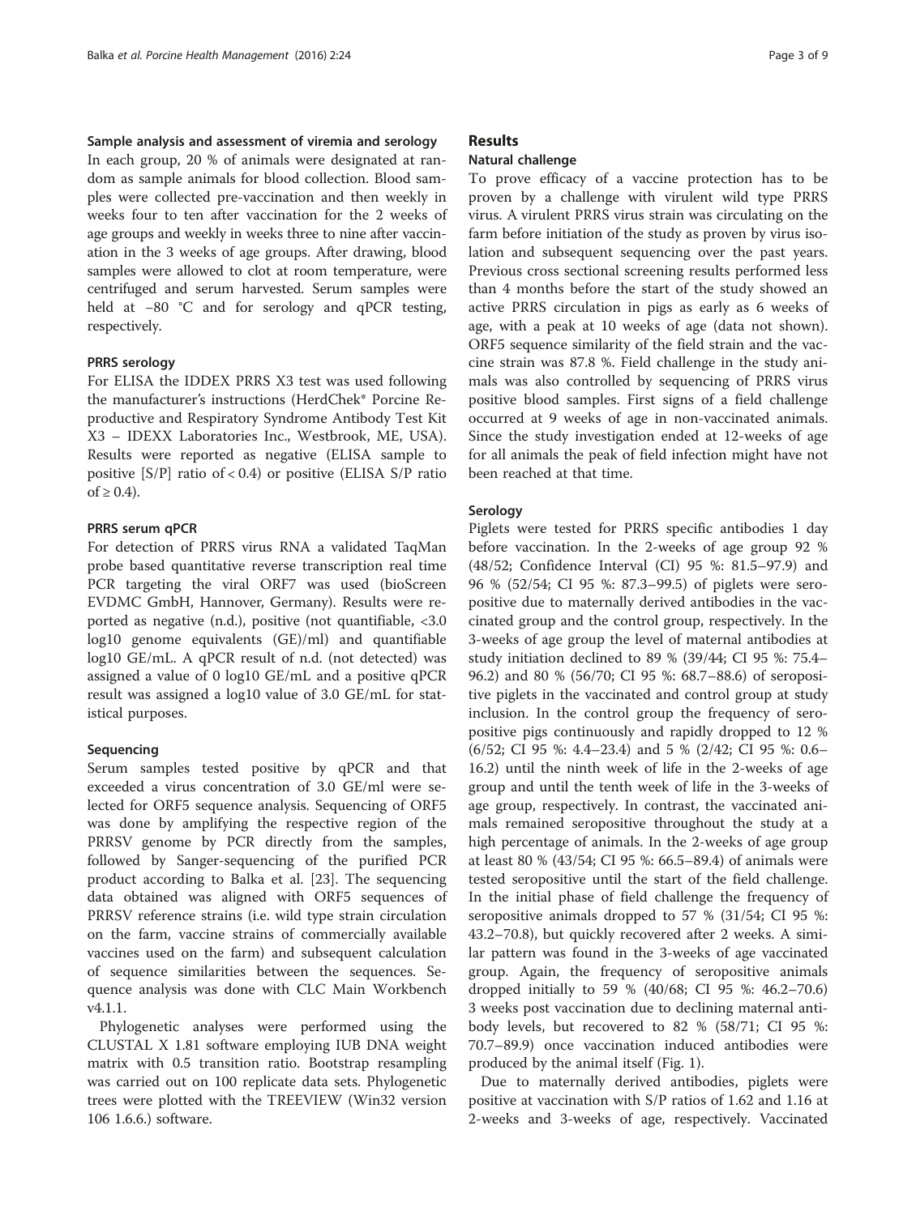### Sample analysis and assessment of viremia and serology

In each group, 20 % of animals were designated at random as sample animals for blood collection. Blood samples were collected pre-vaccination and then weekly in weeks four to ten after vaccination for the 2 weeks of age groups and weekly in weeks three to nine after vaccination in the 3 weeks of age groups. After drawing, blood samples were allowed to clot at room temperature, were centrifuged and serum harvested. Serum samples were held at −80 °C and for serology and qPCR testing, respectively.

### PRRS serology

For ELISA the IDDEX PRRS X3 test was used following the manufacturer's instructions (HerdChek® Porcine Reproductive and Respiratory Syndrome Antibody Test Kit X3 – IDEXX Laboratories Inc., Westbrook, ME, USA). Results were reported as negative (ELISA sample to positive [S/P] ratio of < 0.4) or positive (ELISA S/P ratio of ≥ 0.4).

### PRRS serum qPCR

For detection of PRRS virus RNA a validated TaqMan probe based quantitative reverse transcription real time PCR targeting the viral ORF7 was used (bioScreen EVDMC GmbH, Hannover, Germany). Results were reported as negative (n.d.), positive (not quantifiable, <3.0 log10 genome equivalents (GE)/ml) and quantifiable log10 GE/mL. A qPCR result of n.d. (not detected) was assigned a value of 0 log10 GE/mL and a positive qPCR result was assigned a log10 value of 3.0 GE/mL for statistical purposes.

### Sequencing

Serum samples tested positive by qPCR and that exceeded a virus concentration of 3.0 GE/ml were selected for ORF5 sequence analysis. Sequencing of ORF5 was done by amplifying the respective region of the PRRSV genome by PCR directly from the samples, followed by Sanger-sequencing of the purified PCR product according to Balka et al. [23]. The sequencing data obtained was aligned with ORF5 sequences of PRRSV reference strains (i.e. wild type strain circulation on the farm, vaccine strains of commercially available vaccines used on the farm) and subsequent calculation of sequence similarities between the sequences. Sequence analysis was done with CLC Main Workbench v4.1.1.

Phylogenetic analyses were performed using the CLUSTAL X 1.81 software employing IUB DNA weight matrix with 0.5 transition ratio. Bootstrap resampling was carried out on 100 replicate data sets. Phylogenetic trees were plotted with the TREEVIEW (Win32 version 106 1.6.6.) software.

## Results

### Natural challenge

To prove efficacy of a vaccine protection has to be proven by a challenge with virulent wild type PRRS virus. A virulent PRRS virus strain was circulating on the farm before initiation of the study as proven by virus isolation and subsequent sequencing over the past years. Previous cross sectional screening results performed less than 4 months before the start of the study showed an active PRRS circulation in pigs as early as 6 weeks of age, with a peak at 10 weeks of age (data not shown). ORF5 sequence similarity of the field strain and the vaccine strain was 87.8 %. Field challenge in the study animals was also controlled by sequencing of PRRS virus positive blood samples. First signs of a field challenge occurred at 9 weeks of age in non-vaccinated animals. Since the study investigation ended at 12-weeks of age for all animals the peak of field infection might have not been reached at that time.

### Serology

Piglets were tested for PRRS specific antibodies 1 day before vaccination. In the 2-weeks of age group 92 % (48/52; Confidence Interval (CI) 95 %: 81.5–97.9) and 96 % (52/54; CI 95 %: 87.3–99.5) of piglets were seropositive due to maternally derived antibodies in the vaccinated group and the control group, respectively. In the 3-weeks of age group the level of maternal antibodies at study initiation declined to 89 % (39/44; CI 95 %: 75.4–96.2) and 80 % (56/70; CI 95 %: 68.7–88.6) of seropositive piglets in the vaccinated and control group at study inclusion. In the control group the frequency of seropositive pigs continuously and rapidly dropped to 12 % (6/52; CI 95 %: 4.4–23.4) and 5 % (2/42; CI 95 %: 0.6–16.2) until the ninth week of life in the 2-weeks of age group and until the tenth week of life in the 3-weeks of age group, respectively. In contrast, the vaccinated animals remained seropositive throughout the study at a high percentage of animals. In the 2-weeks of age group at least 80 % (43/54; CI 95 %: 66.5–89.4) of animals were tested seropositive until the start of the field challenge. In the initial phase of field challenge the frequency of seropositive animals dropped to 57 % (31/54; CI 95 %: 43.2–70.8), but quickly recovered after 2 weeks. A similar pattern was found in the 3-weeks of age vaccinated group. Again, the frequency of seropositive animals dropped initially to 59 % (40/68; CI 95 %: 46.2–70.6) 3 weeks post vaccination due to declining maternal antibody levels, but recovered to 82 % (58/71; CI 95 %: 70.7–89.9) once vaccination induced antibodies were produced by the animal itself (Fig. 1).

Due to maternally derived antibodies, piglets were positive at vaccination with S/P ratios of 1.62 and 1.16 at 2-weeks and 3-weeks of age, respectively. Vaccinated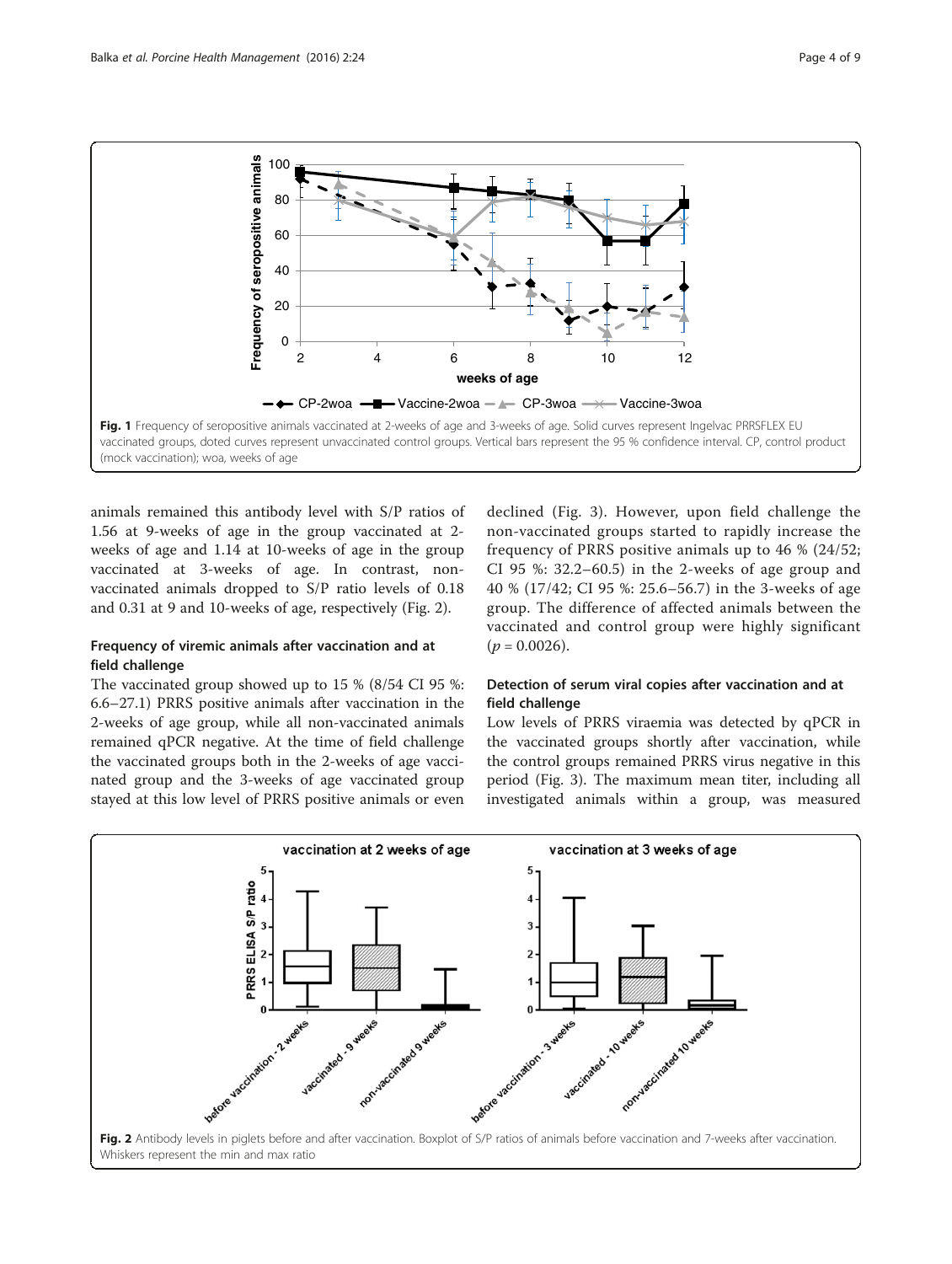Fig. 1 Frequency of seropositive animals vaccinated at 2-weeks of age and 3-weeks of age. Solid curves represent Ingelvac PRRSFLEX EU vaccinated groups, doted curves represent unvaccinated control groups. Vertical bars represent the 95 % confidence interval. CP, control product (mock vaccination); woa, weeks of age

animals remained this antibody level with S/P ratios of 1.56 at 9-weeks of age in the group vaccinated at 2-weeks of age and 1.14 at 10-weeks of age in the group vaccinated at 3-weeks of age. In contrast, non-vaccinated animals dropped to S/P ratio levels of 0.18 and 0.31 at 9 and 10-weeks of age, respectively (Fig. 2).

## Frequency of viremic animals after vaccination and at field challenge

The vaccinated group showed up to 15 % (8/54 CI 95 %: 6.6–27.1) PRRS positive animals after vaccination in the 2-weeks of age group, while all non-vaccinated animals remained qPCR negative. At the time of field challenge the vaccinated groups both in the 2-weeks of age vaccinated group and the 3-weeks of age vaccinated group stayed at this low level of PRRS positive animals or even declined (Fig. 3). However, upon field challenge the non-vaccinated groups started to rapidly increase the frequency of PRRS positive animals up to 46 % (24/52; CI 95 %: 32.2–60.5) in the 2-weeks of age group and 40 % (17/42; CI 95 %: 25.6–56.7) in the 3-weeks of age group. The difference of affected animals between the vaccinated and control group were highly significant ($p = 0.0026$).

## Detection of serum viral copies after vaccination and at field challenge

Low levels of PRRS viraemia was detected by qPCR in the vaccinated groups shortly after vaccination, while the control groups remained PRRS virus negative in this period (Fig. 3). The maximum mean titer, including all investigated animals within a group, was measured

Fig. 2 Antibody levels in piglets before and after vaccination. Boxplot of S/P ratios of animals before vaccination and 7-weeks after vaccination. Whiskers represent the min and max ratio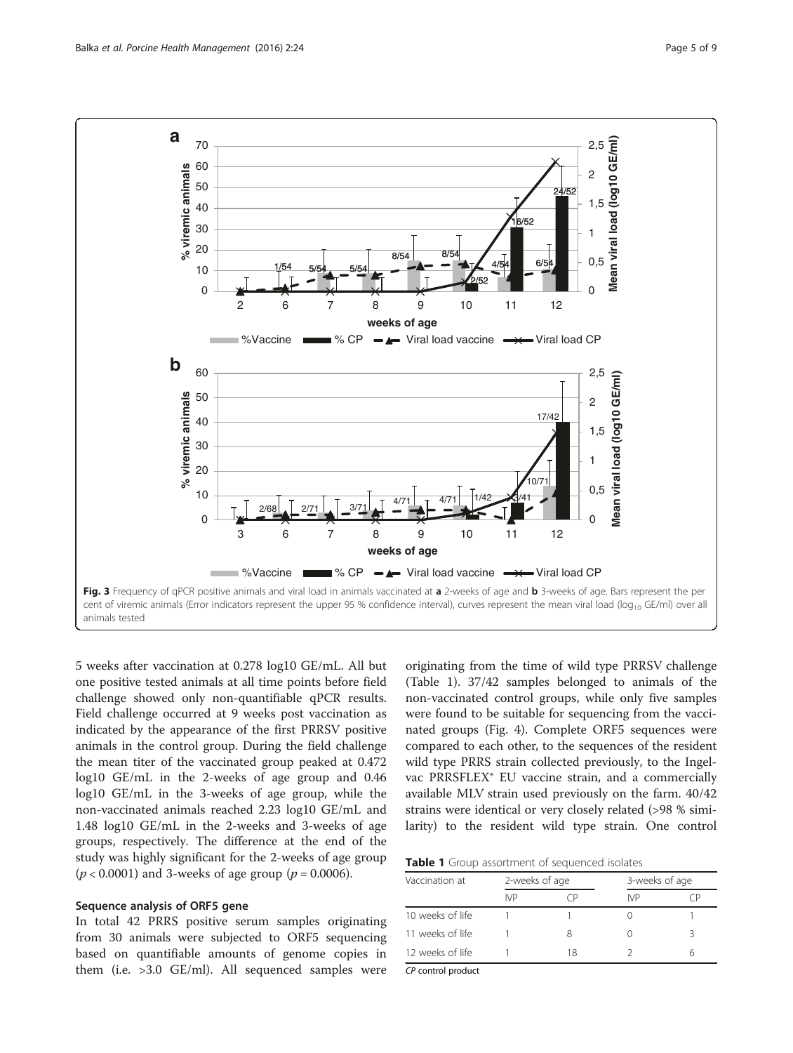Fig. 3 Frequency of qPCR positive animals and viral load in animals vaccinated at **a** 2-weeks of age and **b** 3-weeks of age. Bars represent the per cent of viremic animals (Error indicators represent the upper 95 % confidence interval), curves represent the mean viral load ($log_{10}$ GE/ml) over all animals tested

5 weeks after vaccination at 0.278 log10 GE/mL. All but one positive tested animals at all time points before field challenge showed only non-quantifiable qPCR results. Field challenge occurred at 9 weeks post vaccination as indicated by the appearance of the first PRRSV positive animals in the control group. During the field challenge the mean titer of the vaccinated group peaked at 0.472 log10 GE/mL in the 2-weeks of age group and 0.46 log10 GE/mL in the 3-weeks of age group, while the non-vaccinated animals reached 2.23 log10 GE/mL and 1.48 log10 GE/mL in the 2-weeks and 3-weeks of age groups, respectively. The difference at the end of the study was highly significant for the 2-weeks of age group ($p < 0.0001$) and 3-weeks of age group ($p = 0.0006$).

#### Sequence analysis of ORF5 gene

In total 42 PRRS positive serum samples originating from 30 animals were subjected to ORF5 sequencing based on quantifiable amounts of genome copies in them (i.e. >3.0 GE/ml). All sequenced samples were originating from the time of wild type PRRSV challenge (Table 1). 37/42 samples belonged to animals of the non-vaccinated control groups, while only five samples were found to be suitable for sequencing from the vaccinated groups (Fig. 4). Complete ORF5 sequences were compared to each other, to the sequences of the resident wild type PRRS strain collected previously, to the Ingelvac PRRSFLEX® EU vaccine strain, and a commercially available MLV strain used previously on the farm. 40/42 strains were identical or very closely related (>98 % similarity) to the resident wild type strain. One control

**Table 1** Group assortment of sequenced isolates

| Vaccination at | 2-weeks of age | | 3-weeks of age | |
|---|---|---|---|---|
| | IVP | CP | IVP | CP |
| 10 weeks of life | 1 | 1 | 0 | 1 |
| 11 weeks of life | 1 | 8 | 0 | 3 |
| 12 weeks of life | 1 | 18 | 2 | 6 |

*CP* control product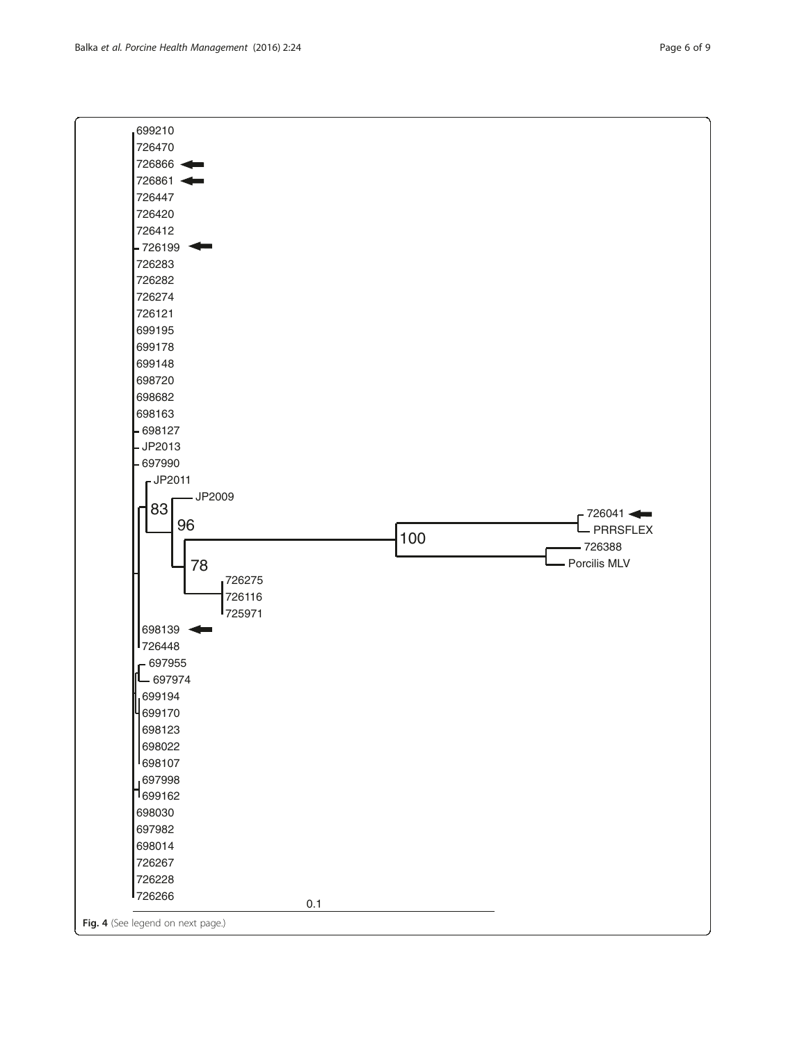Fig. 4 (See legend on next page.)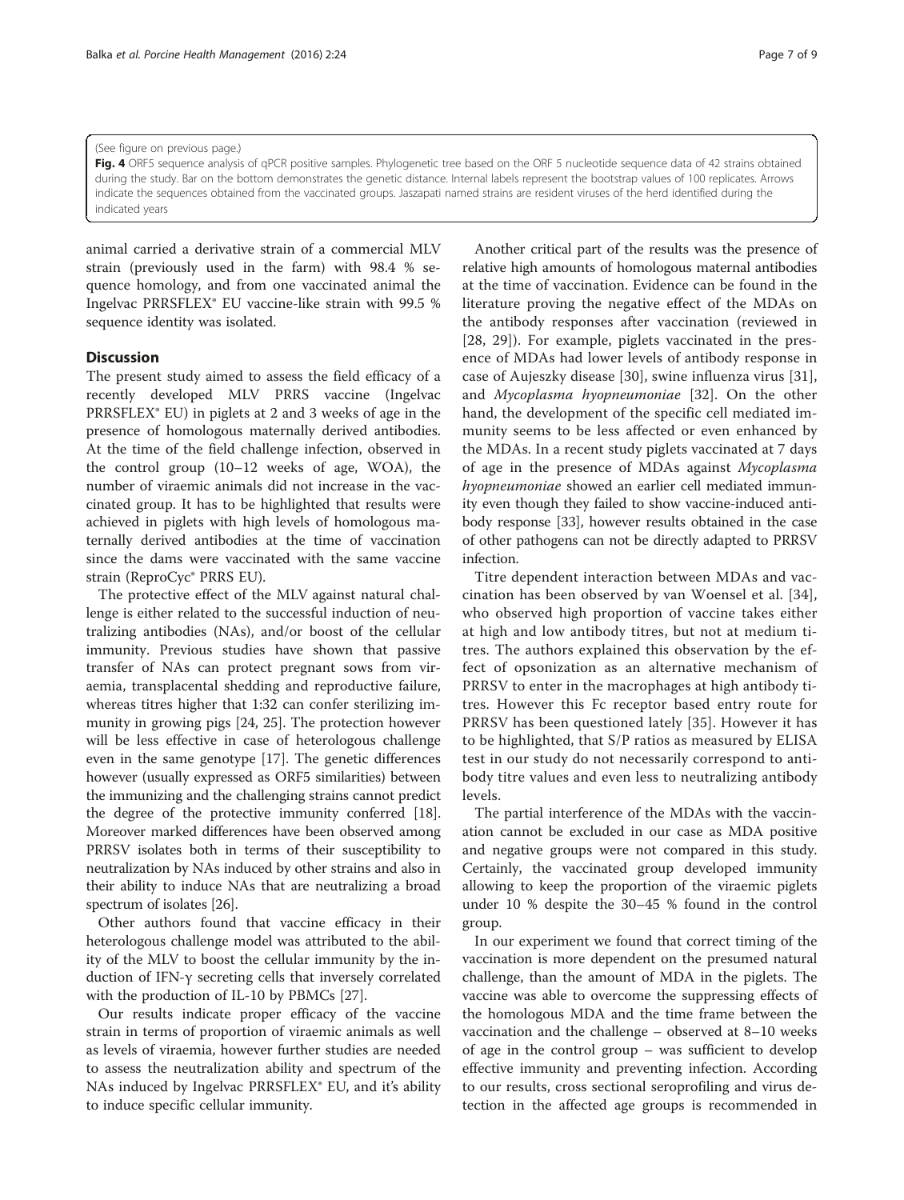(See figure on previous page.)

**Fig. 4** ORF5 sequence analysis of qPCR positive samples. Phylogenetic tree based on the ORF 5 nucleotide sequence data of 42 strains obtained during the study. Bar on the bottom demonstrates the genetic distance. Internal labels represent the bootstrap values of 100 replicates. Arrows indicate the sequences obtained from the vaccinated groups. Jaszapati named strains are resident viruses of the herd identified during the indicated years

animal carried a derivative strain of a commercial MLV strain (previously used in the farm) with 98.4 % sequence homology, and from one vaccinated animal the Ingelvac PRRSFLEX® EU vaccine-like strain with 99.5 % sequence identity was isolated.

## Discussion

The present study aimed to assess the field efficacy of a recently developed MLV PRRS vaccine (Ingelvac PRRSFLEX® EU) in piglets at 2 and 3 weeks of age in the presence of homologous maternally derived antibodies. At the time of the field challenge infection, observed in the control group (10–12 weeks of age, WOA), the number of viraemic animals did not increase in the vaccinated group. It has to be highlighted that results were achieved in piglets with high levels of homologous maternally derived antibodies at the time of vaccination since the dams were vaccinated with the same vaccine strain (ReproCyc® PRRS EU).

The protective effect of the MLV against natural challenge is either related to the successful induction of neutralizing antibodies (NAs), and/or boost of the cellular immunity. Previous studies have shown that passive transfer of NAs can protect pregnant sows from viraemia, transplacental shedding and reproductive failure, whereas titres higher that 1:32 can confer sterilizing immunity in growing pigs [24, 25]. The protection however will be less effective in case of heterologous challenge even in the same genotype [17]. The genetic differences however (usually expressed as ORF5 similarities) between the immunizing and the challenging strains cannot predict the degree of the protective immunity conferred [18]. Moreover marked differences have been observed among PRRSV isolates both in terms of their susceptibility to neutralization by NAs induced by other strains and also in their ability to induce NAs that are neutralizing a broad spectrum of isolates [26].

Other authors found that vaccine efficacy in their heterologous challenge model was attributed to the ability of the MLV to boost the cellular immunity by the induction of IFN-γ secreting cells that inversely correlated with the production of IL-10 by PBMCs [27].

Our results indicate proper efficacy of the vaccine strain in terms of proportion of viraemic animals as well as levels of viraemia, however further studies are needed to assess the neutralization ability and spectrum of the NAs induced by Ingelvac PRRSFLEX® EU, and it's ability to induce specific cellular immunity.

Another critical part of the results was the presence of relative high amounts of homologous maternal antibodies at the time of vaccination. Evidence can be found in the literature proving the negative effect of the MDAs on the antibody responses after vaccination (reviewed in [28, 29]). For example, piglets vaccinated in the presence of MDAs had lower levels of antibody response in case of Aujeszky disease [30], swine influenza virus [31], and *Mycoplasma hyopneumoniae* [32]. On the other hand, the development of the specific cell mediated immunity seems to be less affected or even enhanced by the MDAs. In a recent study piglets vaccinated at 7 days of age in the presence of MDAs against *Mycoplasma hyopneumoniae* showed an earlier cell mediated immunity even though they failed to show vaccine-induced antibody response [33], however results obtained in the case of other pathogens can not be directly adapted to PRRSV infection.

Titre dependent interaction between MDAs and vaccination has been observed by van Woensel et al. [34], who observed high proportion of vaccine takes either at high and low antibody titres, but not at medium titres. The authors explained this observation by the effect of opsonization as an alternative mechanism of PRRSV to enter in the macrophages at high antibody titres. However this Fc receptor based entry route for PRRSV has been questioned lately [35]. However it has to be highlighted, that S/P ratios as measured by ELISA test in our study do not necessarily correspond to antibody titre values and even less to neutralizing antibody levels.

The partial interference of the MDAs with the vaccination cannot be excluded in our case as MDA positive and negative groups were not compared in this study. Certainly, the vaccinated group developed immunity allowing to keep the proportion of the viraemic piglets under 10 % despite the 30–45 % found in the control group.

In our experiment we found that correct timing of the vaccination is more dependent on the presumed natural challenge, than the amount of MDA in the piglets. The vaccine was able to overcome the suppressing effects of the homologous MDA and the time frame between the vaccination and the challenge – observed at 8–10 weeks of age in the control group – was sufficient to develop effective immunity and preventing infection. According to our results, cross sectional seroprofiling and virus detection in the affected age groups is recommended in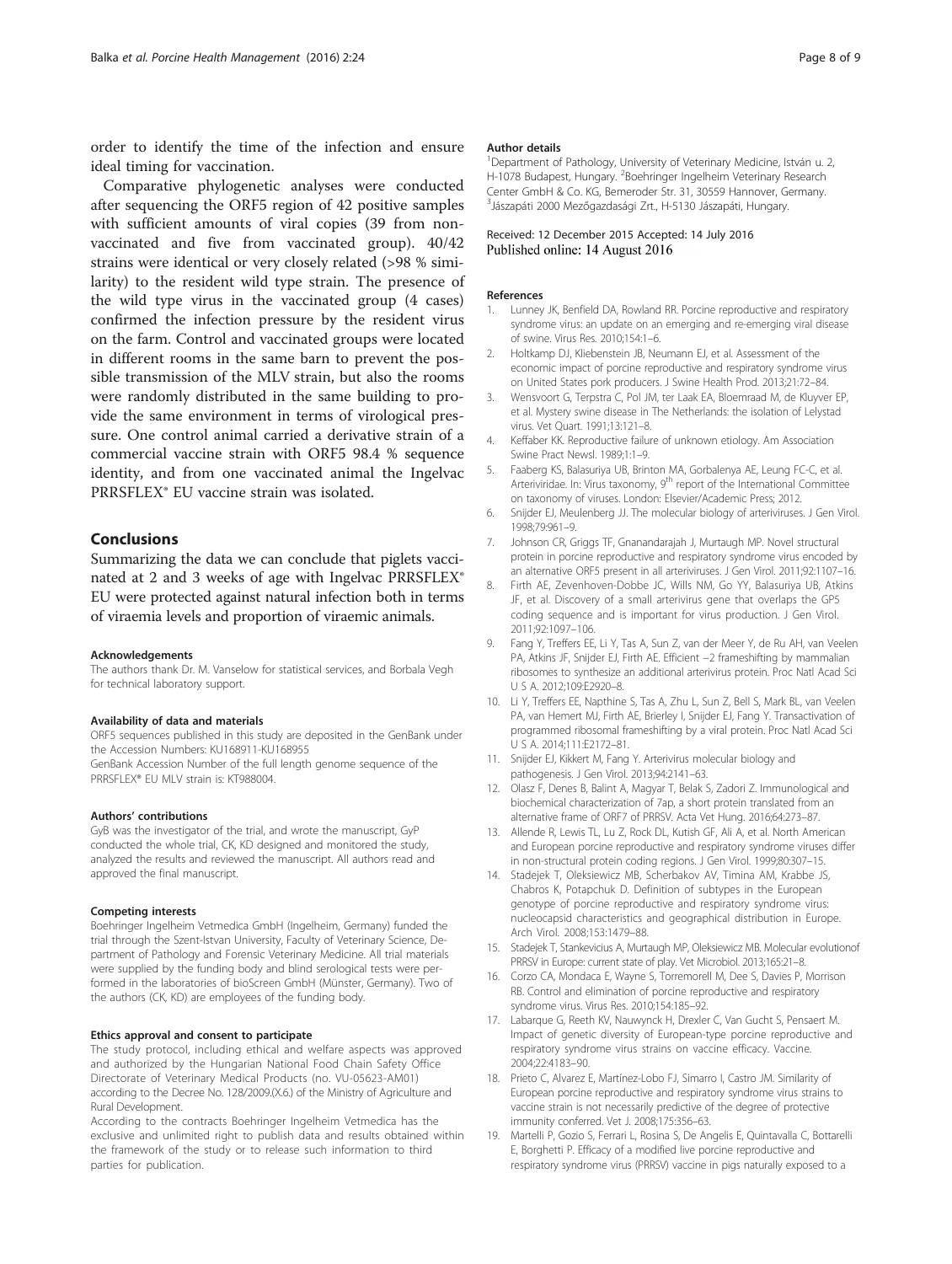order to identify the time of the infection and ensure ideal timing for vaccination.

Comparative phylogenetic analyses were conducted after sequencing the ORF5 region of 42 positive samples with sufficient amounts of viral copies (39 from non-vaccinated and five from vaccinated group). 40/42 strains were identical or very closely related (>98 % similarity) to the resident wild type strain. The presence of the wild type virus in the vaccinated group (4 cases) confirmed the infection pressure by the resident virus on the farm. Control and vaccinated groups were located in different rooms in the same barn to prevent the possible transmission of the MLV strain, but also the rooms were randomly distributed in the same building to provide the same environment in terms of virological pressure. One control animal carried a derivative strain of a commercial vaccine strain with ORF5 98.4 % sequence identity, and from one vaccinated animal the Ingelvac PRRSFLEX® EU vaccine strain was isolated.

## Conclusions

Summarizing the data we can conclude that piglets vaccinated at 2 and 3 weeks of age with Ingelvac PRRSFLEX® EU were protected against natural infection both in terms of viraemia levels and proportion of viraemic animals.

#### Acknowledgements

The authors thank Dr. M. Vanselow for statistical services, and Borbala Vegh for technical laboratory support.

#### Availability of data and materials

ORF5 sequences published in this study are deposited in the GenBank under the Accession Numbers: KU168911-KU168955

GenBank Accession Number of the full length genome sequence of the PRRSFLEX® EU MLV strain is: KT988004.

#### Authors' contributions

GyB was the investigator of the trial, and wrote the manuscript, GyP conducted the whole trial, CK, KD designed and monitored the study, analyzed the results and reviewed the manuscript. All authors read and approved the final manuscript.

#### Competing interests

Boehringer Ingelheim Vetmedica GmbH (Ingelheim, Germany) funded the trial through the Szent-Istvan University, Faculty of Veterinary Science, Department of Pathology and Forensic Veterinary Medicine. All trial materials were supplied by the funding body and blind serological tests were performed in the laboratories of bioScreen GmbH (Münster, Germany). Two of the authors (CK, KD) are employees of the funding body.

#### Ethics approval and consent to participate

The study protocol, including ethical and welfare aspects was approved and authorized by the Hungarian National Food Chain Safety Office Directorate of Veterinary Medical Products (no. VU-05623-AM01) according to the Decree No. 128/2009.(X.6.) of the Ministry of Agriculture and Rural Development.

According to the contracts Boehringer Ingelheim Vetmedica has the exclusive and unlimited right to publish data and results obtained within the framework of the study or to release such information to third parties for publication.

#### Author details

[1]Department of Pathology, University of Veterinary Medicine, István u. 2, H-1078 Budapest, Hungary. [2]Boehringer Ingelheim Veterinary Research Center GmbH & Co. KG, Bemeroder Str. 31, 30559 Hannover, Germany. [3]Jászapáti 2000 Mezőgazdasági Zrt., H-5130 Jászapáti, Hungary.

Received: 12 December 2015 Accepted: 14 July 2016
Published online: 14 August 2016

#### References

1. Lunney JK, Benfield DA, Rowland RR. Porcine reproductive and respiratory syndrome virus: an update on an emerging and re-emerging viral disease of swine. Virus Res. 2010;154:1–6.
2. Holtkamp DJ, Kliebenstein JB, Neumann EJ, et al. Assessment of the economic impact of porcine reproductive and respiratory syndrome virus on United States pork producers. J Swine Health Prod. 2013;21:72–84.
3. Wensvoort G, Terpstra C, Pol JM, ter Laak EA, Bloemraad M, de Kluyver EP, et al. Mystery swine disease in The Netherlands: the isolation of Lelystad virus. Vet Quart. 1991;13:121–8.
4. Keffaber KK. Reproductive failure of unknown etiology. Am Association Swine Pract Newsl. 1989;1:1–9.
5. Faaberg KS, Balasuriya UB, Brinton MA, Gorbalenya AE, Leung FC-C, et al. Arteriviridae. In: Virus taxonomy, 9th report of the International Committee on taxonomy of viruses. London: Elsevier/Academic Press; 2012.
6. Snijder EJ, Meulenberg JJ. The molecular biology of arteriviruses. J Gen Virol. 1998;79:961–9.
7. Johnson CR, Griggs TF, Gnanandarajah J, Murtaugh MP. Novel structural protein in porcine reproductive and respiratory syndrome virus encoded by an alternative ORF5 present in all arteriviruses. J Gen Virol. 2011;92:1107–16.
8. Firth AE, Zevenhoven-Dobbe JC, Wills NM, Go YY, Balasuriya UB, Atkins JF, et al. Discovery of a small arterivirus gene that overlaps the GP5 coding sequence and is important for virus production. J Gen Virol. 2011;92:1097–106.
9. Fang Y, Treffers EE, Li Y, Tas A, Sun Z, van der Meer Y, de Ru AH, van Veelen PA, Atkins JF, Snijder EJ, Firth AE. Efficient −2 frameshifting by mammalian ribosomes to synthesize an additional arterivirus protein. Proc Natl Acad Sci U S A. 2012;109:E2920–8.
10. Li Y, Treffers EE, Napthine S, Tas A, Zhu L, Sun Z, Bell S, Mark BL, van Veelen PA, van Hemert MJ, Firth AE, Brierley I, Snijder EJ, Fang Y. Transactivation of programmed ribosomal frameshifting by a viral protein. Proc Natl Acad Sci U S A. 2014;111:E2172–81.
11. Snijder EJ, Kikkert M, Fang Y. Arterivirus molecular biology and pathogenesis. J Gen Virol. 2013;94:2141–63.
12. Olasz F, Denes B, Balint A, Magyar T, Belak S, Zadori Z. Immunological and biochemical characterization of 7ap, a short protein translated from an alternative frame of ORF7 of PRRSV. Acta Vet Hung. 2016;64:273–87.
13. Allende R, Lewis TL, Lu Z, Rock DL, Kutish GF, Ali A, et al. North American and European porcine reproductive and respiratory syndrome viruses differ in non-structural protein coding regions. J Gen Virol. 1999;80:307–15.
14. Stadejek T, Oleksiewicz MB, Scherbakov AV, Timina AM, Krabbe JS, Chabros K, Potapchuk D. Definition of subtypes in the European genotype of porcine reproductive and respiratory syndrome virus: nucleocapsid characteristics and geographical distribution in Europe. Arch Virol. 2008;153:1479–88.
15. Stadejek T, Stankevicius A, Murtaugh MP, Oleksiewicz MB. Molecular evolutionof PRRSV in Europe: current state of play. Vet Microbiol. 2013;165:21–8.
16. Corzo CA, Mondaca E, Wayne S, Torremorell M, Dee S, Davies P, Morrison RB. Control and elimination of porcine reproductive and respiratory syndrome virus. Virus Res. 2010;154:185–92.
17. Labarque G, Reeth KV, Nauwynck H, Drexler C, Van Gucht S, Pensaert M. Impact of genetic diversity of European-type porcine reproductive and respiratory syndrome virus strains on vaccine efficacy. Vaccine. 2004;22:4183–90.
18. Prieto C, Alvarez E, Martínez-Lobo FJ, Simarro I, Castro JM. Similarity of European porcine reproductive and respiratory syndrome virus strains to vaccine strain is not necessarily predictive of the degree of protective immunity conferred. Vet J. 2008;175:356–63.
19. Martelli P, Gozio S, Ferrari L, Rosina S, De Angelis E, Quintavalla C, Bottarelli E, Borghetti P. Efficacy of a modified live porcine reproductive and respiratory syndrome virus (PRRSV) vaccine in pigs naturally exposed to a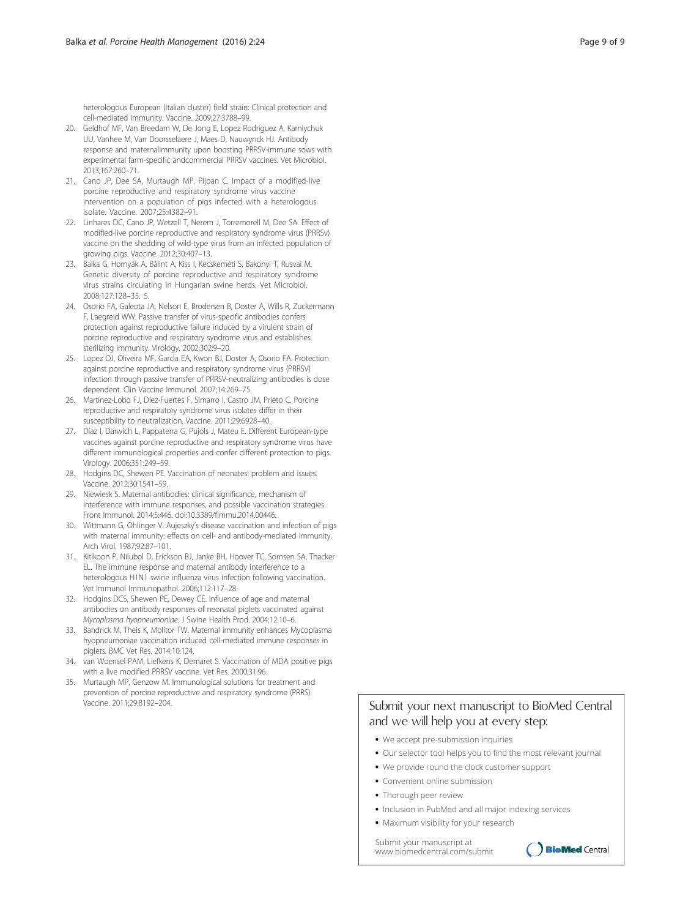heterologous European (Italian cluster) field strain: Clinical protection and cell-mediated immunity. Vaccine. 2009;27:3788–99.

20. Geldhof MF, Van Breedam W, De Jong E, Lopez Rodriguez A, Karniychuk UU, Vanhee M, Van Doorsselaere J, Maes D, Nauwynck HJ. Antibody response and maternalimmunity upon boosting PRRSV-immune sows with experimental farm-specific andcommercial PRRSV vaccines. Vet Microbiol. 2013;167:260–71.
21. Cano JP, Dee SA, Murtaugh MP, Pijoan C. Impact of a modified-live porcine reproductive and respiratory syndrome virus vaccine intervention on a population of pigs infected with a heterologous isolate. Vaccine. 2007;25:4382–91.
22. Linhares DC, Cano JP, Wetzell T, Nerem J, Torremorell M, Dee SA. Effect of modified-live porcine reproductive and respiratory syndrome virus (PRRSv) vaccine on the shedding of wild-type virus from an infected population of growing pigs. Vaccine. 2012;30:407–13.
23. Balka G, Hornyák A, Bálint A, Kiss I, Kecskeméti S, Bakonyi T, Rusvai M. Genetic diversity of porcine reproductive and respiratory syndrome virus strains circulating in Hungarian swine herds. Vet Microbiol. 2008;127:128–35. 5.
24. Osorio FA, Galeota JA, Nelson E, Brodersen B, Doster A, Wills R, Zuckermann F, Laegreid WW. Passive transfer of virus-specific antibodies confers protection against reproductive failure induced by a virulent strain of porcine reproductive and respiratory syndrome virus and establishes sterilizing immunity. Virology. 2002;302:9–20.
25. Lopez OJ, Oliveira MF, Garcia EA, Kwon BJ, Doster A, Osorio FA. Protection against porcine reproductive and respiratory syndrome virus (PRRSV) infection through passive transfer of PRRSV-neutralizing antibodies is dose dependent. Clin Vaccine Immunol. 2007;14:269–75.
26. Martínez-Lobo FJ, Díez-Fuertes F, Simarro I, Castro JM, Prieto C. Porcine reproductive and respiratory syndrome virus isolates differ in their susceptibility to neutralization. Vaccine. 2011;29:6928–40.
27. Díaz I, Darwich L, Pappaterra G, Pujols J, Mateu E. Different European-type vaccines against porcine reproductive and respiratory syndrome virus have different immunological properties and confer different protection to pigs. Virology. 2006;351:249–59.
28. Hodgins DC, Shewen PE. Vaccination of neonates: problem and issues. Vaccine. 2012;30:1541–59.
29. Niewiesk S. Maternal antibodies: clinical significance, mechanism of interference with immune responses, and possible vaccination strategies. Front Immunol. 2014;5:446. doi:10.3389/fimmu.2014.00446.
30. Wittmann G, Ohlinger V. Aujeszky's disease vaccination and infection of pigs with maternal immunity: effects on cell- and antibody-mediated immunity. Arch Virol. 1987;92:87–101.
31. Kitikoon P, Nilubol D, Erickson BJ, Janke BH, Hoover TC, Sornsen SA, Thacker EL. The immune response and maternal antibody interference to a heterologous H1N1 swine influenza virus infection following vaccination. Vet Immunol Immunopathol. 2006;112:117–28.
32. Hodgins DCS, Shewen PE, Dewey CE. Influence of age and maternal antibodies on antibody responses of neonatal piglets vaccinated against *Mycoplasma hyopneumoniae*. J Swine Health Prod. 2004;12:10–6.
33. Bandrick M, Theis K, Molitor TW. Maternal immunity enhances Mycoplasma hyopneumoniae vaccination induced cell-mediated immune responses in piglets. BMC Vet Res. 2014;10:124.
34. van Woensel PAM, Liefkens K, Demaret S. Vaccination of MDA positive pigs with a live modified PRRSV vaccine. Vet Res. 2000;31:96.
35. Murtaugh MP, Genzow M. Immunological solutions for treatment and prevention of porcine reproductive and respiratory syndrome (PRRS). Vaccine. 2011;29:8192–204.

Submit your next manuscript to BioMed Central and we will help you at every step:

- We accept pre-submission inquiries
- Our selector tool helps you to find the most relevant journal
- We provide round the clock customer support
- Convenient online submission
- Thorough peer review
- Inclusion in PubMed and all major indexing services
- Maximum visibility for your research

Submit your manuscript at www.biomedcentral.com/submit

BioMed Central